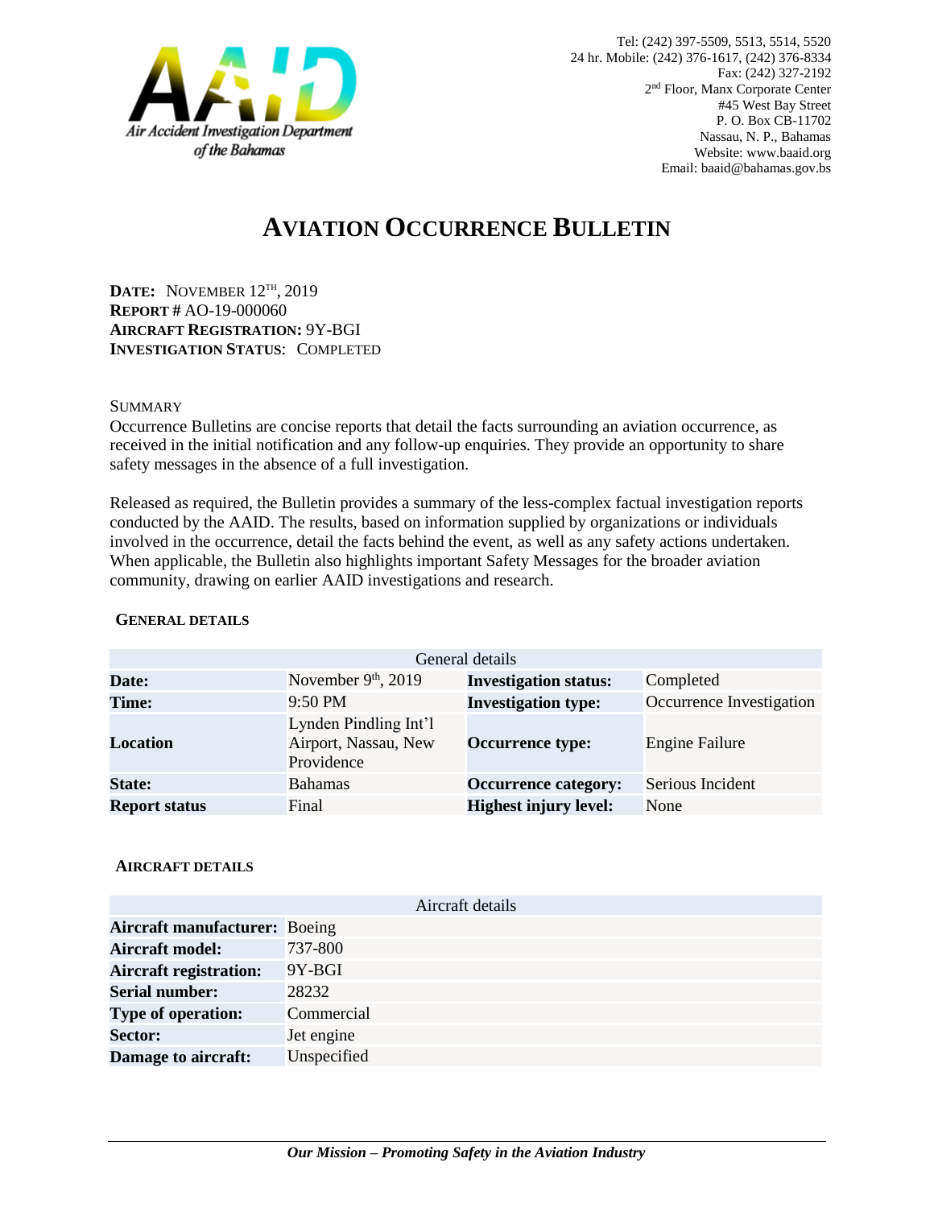Air Accident Investigation Department of the Bahamas

Tel: (242) 397-5509, 5513, 5514, 5520
24 hr. Mobile: (242) 376-1617, (242) 376-8334
Fax: (242) 327-2192
2nd Floor, Manx Corporate Center
#45 West Bay Street
P. O. Box CB-11702
Nassau, N. P., Bahamas
Website: www.baaid.org
Email: baaid@bahamas.gov.bs

# AVIATION OCCURRENCE BULLETIN

**DATE:** NOVEMBER 12TH, 2019
**REPORT #** AO-19-000060
**AIRCRAFT REGISTRATION:** 9Y-BGI
**INVESTIGATION STATUS**: COMPLETED

SUMMARY

Occurrence Bulletins are concise reports that detail the facts surrounding an aviation occurrence, as received in the initial notification and any follow-up enquiries. They provide an opportunity to share safety messages in the absence of a full investigation.

Released as required, the Bulletin provides a summary of the less-complex factual investigation reports conducted by the AAID. The results, based on information supplied by organizations or individuals involved in the occurrence, detail the facts behind the event, as well as any safety actions undertaken. When applicable, the Bulletin also highlights important Safety Messages for the broader aviation community, drawing on earlier AAID investigations and research.

### GENERAL DETAILS

| General details | | | |
|---|---|---|---|
| **Date:** | November 9th, 2019 | **Investigation status:** | Completed |
| **Time:** | 9:50 PM | **Investigation type:** | Occurrence Investigation |
| **Location** | Lynden Pindling Int'l Airport, Nassau, New Providence | **Occurrence type:** | Engine Failure |
| **State:** | Bahamas | **Occurrence category:** | Serious Incident |
| **Report status** | Final | **Highest injury level:** | None |

### AIRCRAFT DETAILS

| Aircraft details | |
|---|---|
| **Aircraft manufacturer:** | Boeing |
| **Aircraft model:** | 737-800 |
| **Aircraft registration:** | 9Y-BGI |
| **Serial number:** | 28232 |
| **Type of operation:** | Commercial |
| **Sector:** | Jet engine |
| **Damage to aircraft:** | Unspecified |

***Our Mission – Promoting Safety in the Aviation Industry***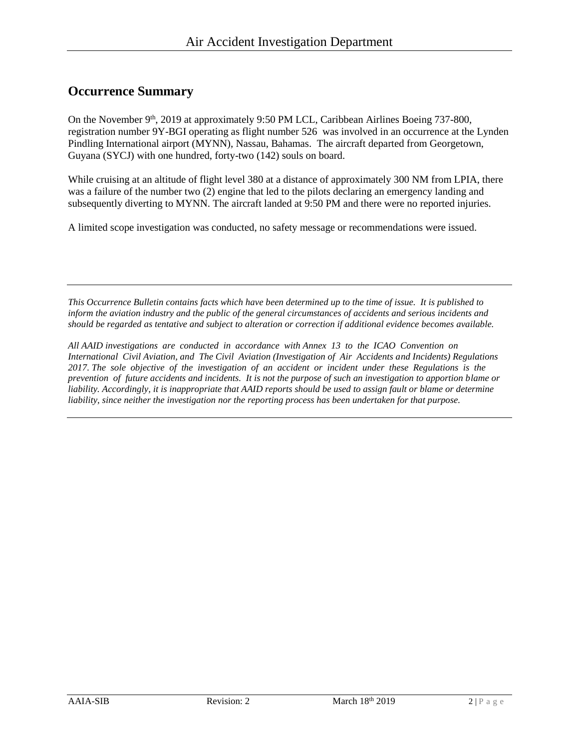## Occurrence Summary

On the November 9th, 2019 at approximately 9:50 PM LCL, Caribbean Airlines Boeing 737-800, registration number 9Y-BGI operating as flight number 526 was involved in an occurrence at the Lynden Pindling International airport (MYNN), Nassau, Bahamas. The aircraft departed from Georgetown, Guyana (SYCJ) with one hundred, forty-two (142) souls on board.

While cruising at an altitude of flight level 380 at a distance of approximately 300 NM from LPIA, there was a failure of the number two (2) engine that led to the pilots declaring an emergency landing and subsequently diverting to MYNN. The aircraft landed at 9:50 PM and there were no reported injuries.

A limited scope investigation was conducted, no safety message or recommendations were issued.

---

*This Occurrence Bulletin contains facts which have been determined up to the time of issue. It is published to inform the aviation industry and the public of the general circumstances of accidents and serious incidents and should be regarded as tentative and subject to alteration or correction if additional evidence becomes available.*

*All AAID investigations are conducted in accordance with Annex 13 to the ICAO Convention on International Civil Aviation, and The Civil Aviation (Investigation of Air Accidents and Incidents) Regulations 2017. The sole objective of the investigation of an accident or incident under these Regulations is the prevention of future accidents and incidents. It is not the purpose of such an investigation to apportion blame or liability. Accordingly, it is inappropriate that AAID reports should be used to assign fault or blame or determine liability, since neither the investigation nor the reporting process has been undertaken for that purpose.*

---